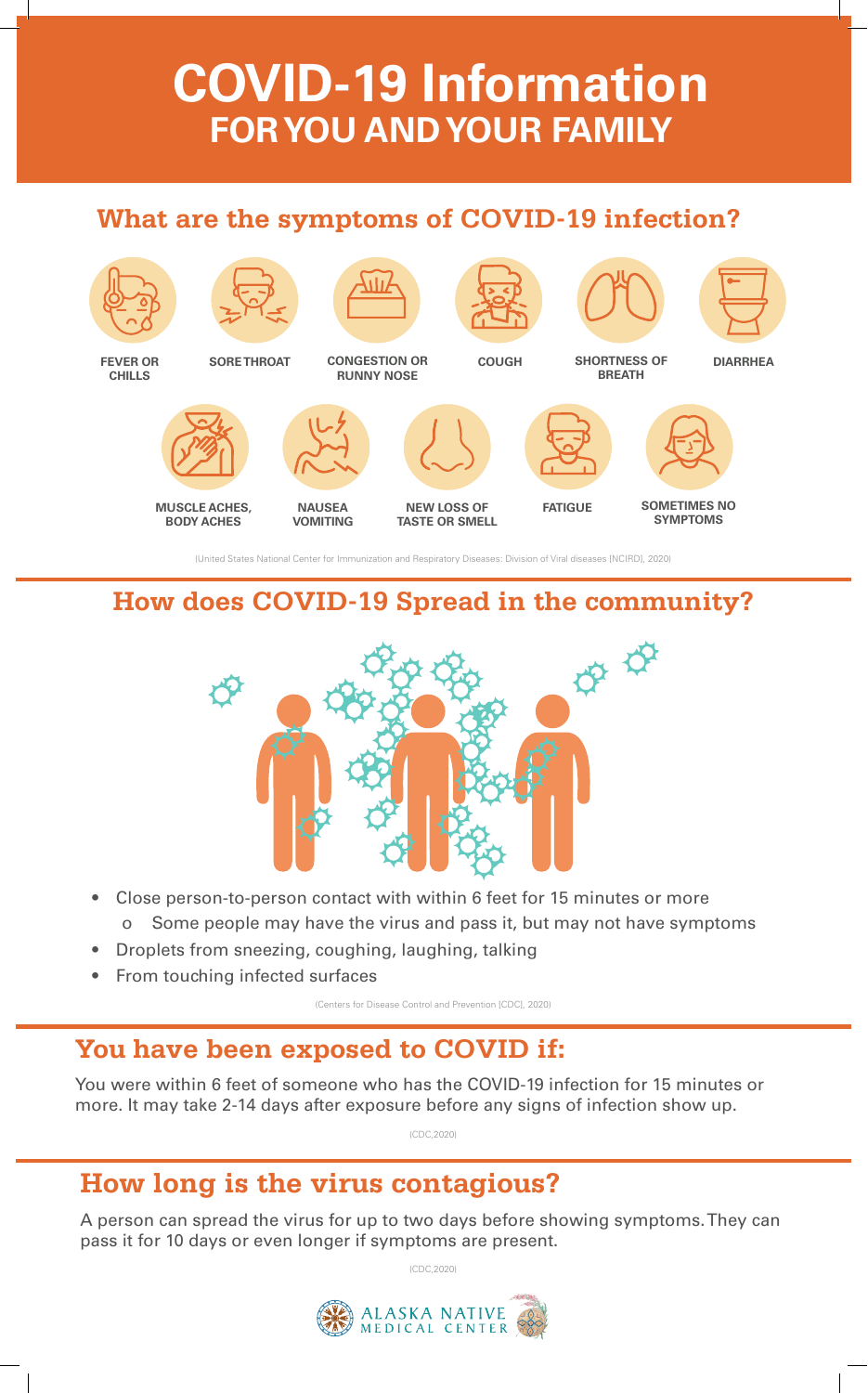# COVID-19 Information
## FOR YOU AND YOUR FAMILY

## What are the symptoms of COVID-19 infection?

- FEVER OR CHILLS
- SORE THROAT
- CONGESTION OR RUNNY NOSE
- COUGH
- SHORTNESS OF BREATH
- DIARRHEA
- MUSCLE ACHES, BODY ACHES
- NAUSEA VOMITING
- NEW LOSS OF TASTE OR SMELL
- FATIGUE
- SOMETIMES NO SYMPTOMS

(United States National Center for Immunization and Respiratory Diseases: Division of Viral diseases [NCIRD], 2020)

## How does COVID-19 Spread in the community?

- Close person-to-person contact with within 6 feet for 15 minutes or more
  - Some people may have the virus and pass it, but may not have symptoms
- Droplets from sneezing, coughing, laughing, talking
- From touching infected surfaces

(Centers for Disease Control and Prevention [CDC], 2020)

## You have been exposed to COVID if:

You were within 6 feet of someone who has the COVID-19 infection for 15 minutes or more. It may take 2-14 days after exposure before any signs of infection show up.

(CDC,2020)

## How long is the virus contagious?

A person can spread the virus for up to two days before showing symptoms. They can pass it for 10 days or even longer if symptoms are present.

(CDC,2020)

ALASKA NATIVE MEDICAL CENTER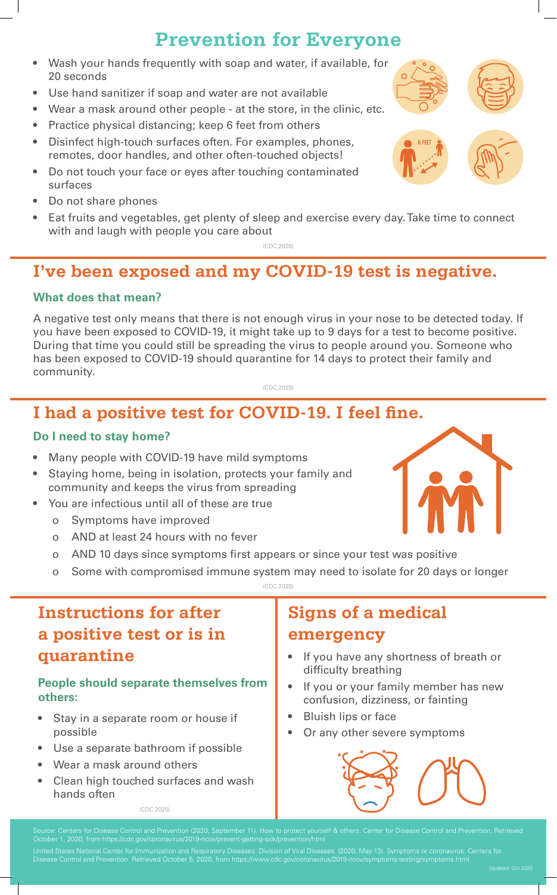# Prevention for Everyone

- Wash your hands frequently with soap and water, if available, for 20 seconds
- Use hand sanitizer if soap and water are not available
- Wear a mask around other people - at the store, in the clinic, etc.
- Practice physical distancing; keep 6 feet from others
- Disinfect high-touch surfaces often. For examples, phones, remotes, door handles, and other often-touched objects!
- Do not touch your face or eyes after touching contaminated surfaces
- Do not share phones
- Eat fruits and vegetables, get plenty of sleep and exercise every day. Take time to connect with and laugh with people you care about

(CDC,2020)

## I've been exposed and my COVID-19 test is negative.

### What does that mean?

A negative test only means that there is not enough virus in your nose to be detected today. If you have been exposed to COVID-19, it might take up to 9 days for a test to become positive. During that time you could still be spreading the virus to people around you. Someone who has been exposed to COVID-19 should quarantine for 14 days to protect their family and community.

(CDC,2020)

## I had a positive test for COVID-19. I feel fine.

### Do I need to stay home?

- Many people with COVID-19 have mild symptoms
- Staying home, being in isolation, protects your family and community and keeps the virus from spreading
- You are infectious until all of these are true
  - Symptoms have improved
  - AND at least 24 hours with no fever
  - AND 10 days since symptoms first appears or since your test was positive
  - Some with compromised immune system may need to isolate for 20 days or longer

(CDC,2020)

## Instructions for after a positive test or is in quarantine

### People should separate themselves from others:

- Stay in a separate room or house if possible
- Use a separate bathroom if possible
- Wear a mask around others
- Clean high touched surfaces and wash hands often

(CDC,2020)

## Signs of a medical emergency

- If you have any shortness of breath or difficulty breathing
- If you or your family member has new confusion, dizziness, or fainting
- Bluish lips or face
- Or any other severe symptoms

Source: Centers for Disease Control and Prevention (2020, September 11). How to protect yourself & others. Center for Disease Control and Prevention. Retrieved October 1, 2020, from https://cdc.gov/coronavirus/2019-ncov/prevent-getting-sick/prevention/html

United States National Center for Immunization and Respiratory Diseases: Division of Viral Diseases. (2020, May 13). Symptoms or coronavirus. Centers for Disease Control and Prevention. Retrieved October 5, 2020, from https://www.cdc.gov/coronavirus/2019-ncov/symptoms-testing/symptoms.html

Updated: Oct 2020